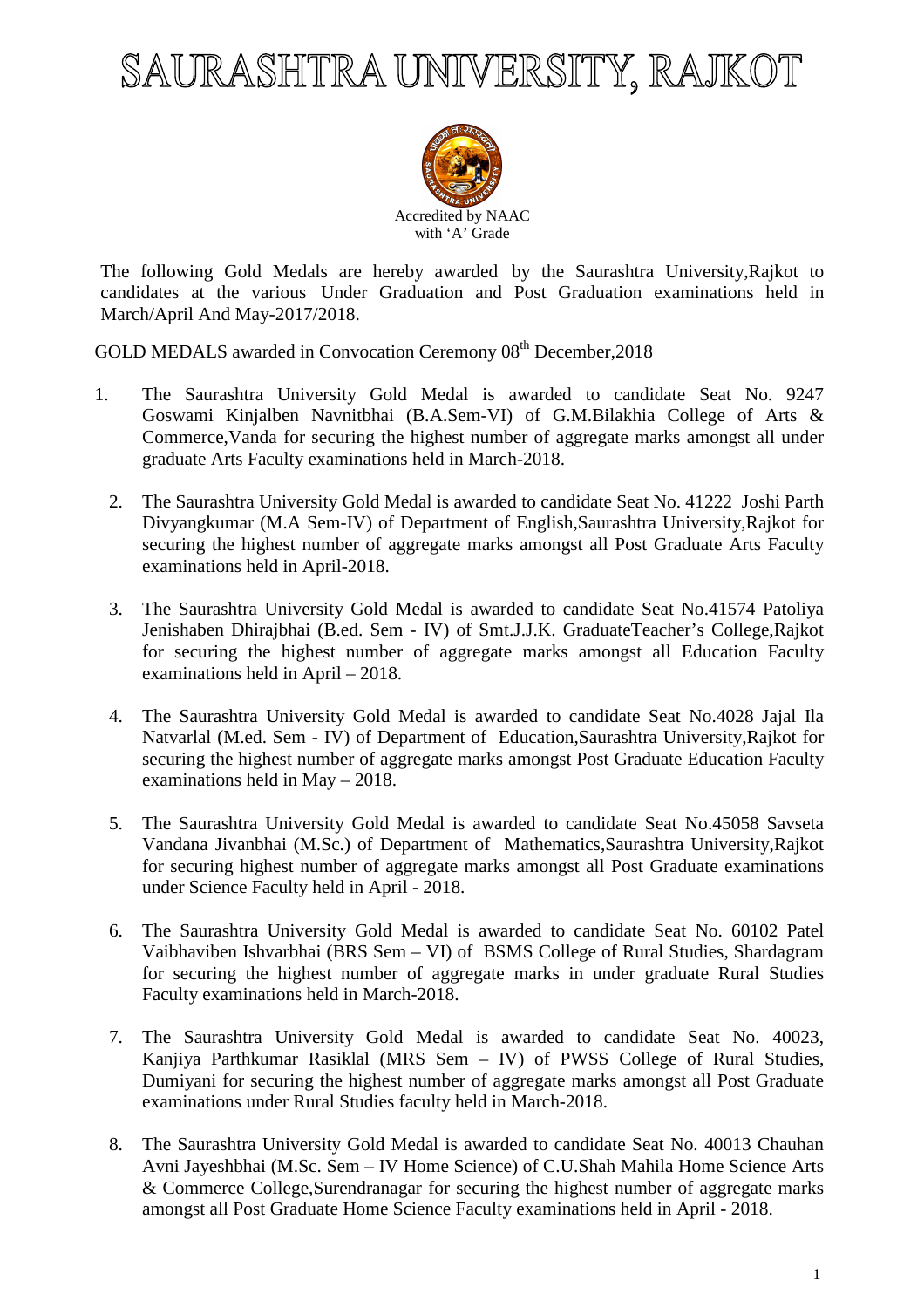# SAURASHTRA UNIVERSITY, RAJKOT

Accredited by NAAC
with 'A' Grade

The following Gold Medals are hereby awarded by the Saurashtra University,Rajkot to candidates at the various Under Graduation and Post Graduation examinations held in March/April And May-2017/2018.

GOLD MEDALS awarded in Convocation Ceremony 08th December,2018

1. The Saurashtra University Gold Medal is awarded to candidate Seat No. 9247 Goswami Kinjalben Navnitbhai (B.A.Sem-VI) of G.M.Bilakhia College of Arts & Commerce,Vanda for securing the highest number of aggregate marks amongst all under graduate Arts Faculty examinations held in March-2018.

2. The Saurashtra University Gold Medal is awarded to candidate Seat No. 41222 Joshi Parth Divyangkumar (M.A Sem-IV) of Department of English,Saurashtra University,Rajkot for securing the highest number of aggregate marks amongst all Post Graduate Arts Faculty examinations held in April-2018.

3. The Saurashtra University Gold Medal is awarded to candidate Seat No.41574 Patoliya Jenishaben Dhirajbhai (B.ed. Sem - IV) of Smt.J.J.K. GraduateTeacher's College,Rajkot for securing the highest number of aggregate marks amongst all Education Faculty examinations held in April – 2018.

4. The Saurashtra University Gold Medal is awarded to candidate Seat No.4028 Jajal Ila Natvarlal (M.ed. Sem - IV) of Department of Education,Saurashtra University,Rajkot for securing the highest number of aggregate marks amongst Post Graduate Education Faculty examinations held in May – 2018.

5. The Saurashtra University Gold Medal is awarded to candidate Seat No.45058 Savseta Vandana Jivanbhai (M.Sc.) of Department of Mathematics,Saurashtra University,Rajkot for securing highest number of aggregate marks amongst all Post Graduate examinations under Science Faculty held in April - 2018.

6. The Saurashtra University Gold Medal is awarded to candidate Seat No. 60102 Patel Vaibhaviben Ishvarbhai (BRS Sem – VI) of BSMS College of Rural Studies, Shardagram for securing the highest number of aggregate marks in under graduate Rural Studies Faculty examinations held in March-2018.

7. The Saurashtra University Gold Medal is awarded to candidate Seat No. 40023, Kanjiya Parthkumar Rasiklal (MRS Sem – IV) of PWSS College of Rural Studies, Dumiyani for securing the highest number of aggregate marks amongst all Post Graduate examinations under Rural Studies faculty held in March-2018.

8. The Saurashtra University Gold Medal is awarded to candidate Seat No. 40013 Chauhan Avni Jayeshbhai (M.Sc. Sem – IV Home Science) of C.U.Shah Mahila Home Science Arts & Commerce College,Surendranagar for securing the highest number of aggregate marks amongst all Post Graduate Home Science Faculty examinations held in April - 2018.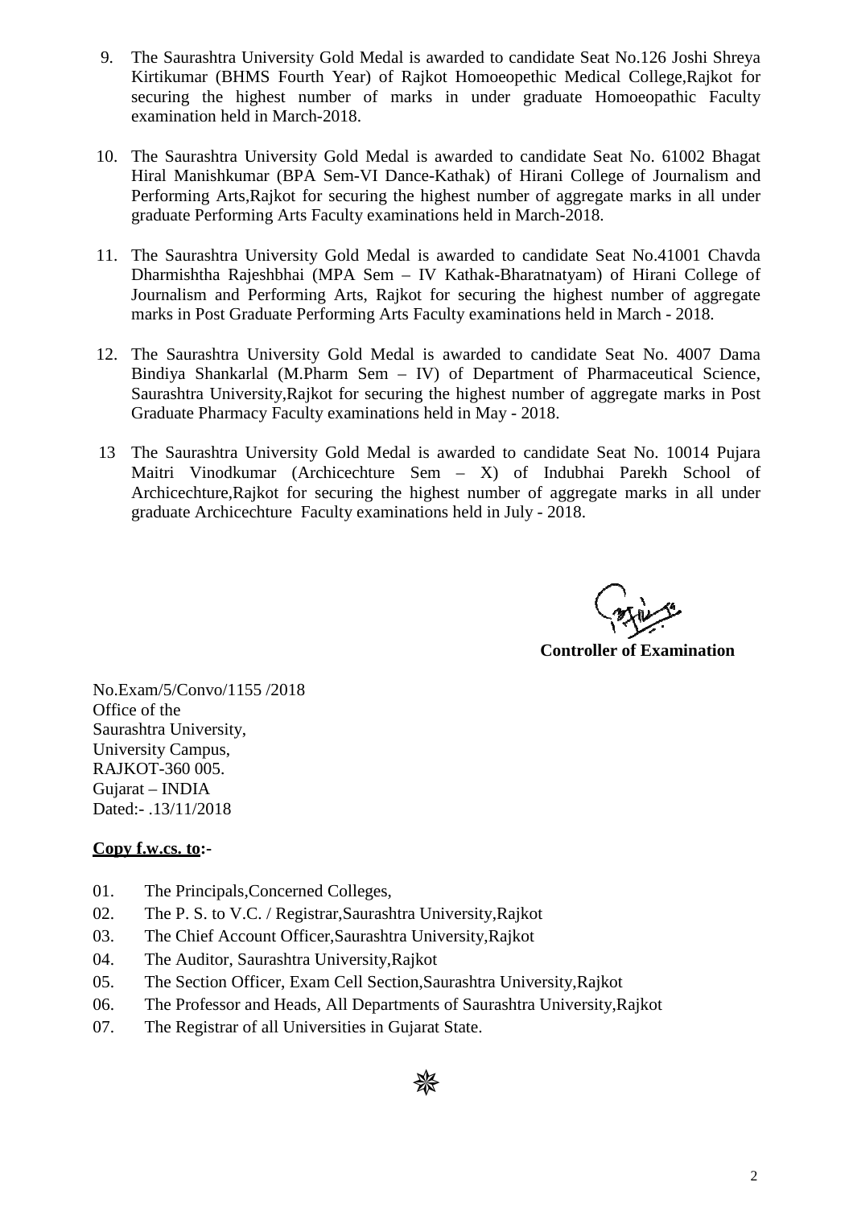9. The Saurashtra University Gold Medal is awarded to candidate Seat No.126 Joshi Shreya Kirtikumar (BHMS Fourth Year) of Rajkot Homoeopethic Medical College,Rajkot for securing the highest number of marks in under graduate Homoeopathic Faculty examination held in March-2018.

10. The Saurashtra University Gold Medal is awarded to candidate Seat No. 61002 Bhagat Hiral Manishkumar (BPA Sem-VI Dance-Kathak) of Hirani College of Journalism and Performing Arts,Rajkot for securing the highest number of aggregate marks in all under graduate Performing Arts Faculty examinations held in March-2018.

11. The Saurashtra University Gold Medal is awarded to candidate Seat No.41001 Chavda Dharmishtha Rajeshbhai (MPA Sem – IV Kathak-Bharatnatyam) of Hirani College of Journalism and Performing Arts, Rajkot for securing the highest number of aggregate marks in Post Graduate Performing Arts Faculty examinations held in March - 2018.

12. The Saurashtra University Gold Medal is awarded to candidate Seat No. 4007 Dama Bindiya Shankarlal (M.Pharm Sem – IV) of Department of Pharmaceutical Science, Saurashtra University,Rajkot for securing the highest number of aggregate marks in Post Graduate Pharmacy Faculty examinations held in May - 2018.

13 The Saurashtra University Gold Medal is awarded to candidate Seat No. 10014 Pujara Maitri Vinodkumar (Archicechture Sem – X) of Indubhai Parekh School of Archicechture,Rajkot for securing the highest number of aggregate marks in all under graduate Archicechture Faculty examinations held in July - 2018.

**Controller of Examination**

No.Exam/5/Convo/1155 /2018
Office of the
Saurashtra University,
University Campus,
RAJKOT-360 005.
Gujarat – INDIA
Dated:- .13/11/2018

**Copy f.w.cs. to:-**

01. The Principals,Concerned Colleges,
02. The P. S. to V.C. / Registrar,Saurashtra University,Rajkot
03. The Chief Account Officer,Saurashtra University,Rajkot
04. The Auditor, Saurashtra University,Rajkot
05. The Section Officer, Exam Cell Section,Saurashtra University,Rajkot
06. The Professor and Heads, All Departments of Saurashtra University,Rajkot
07. The Registrar of all Universities in Gujarat State.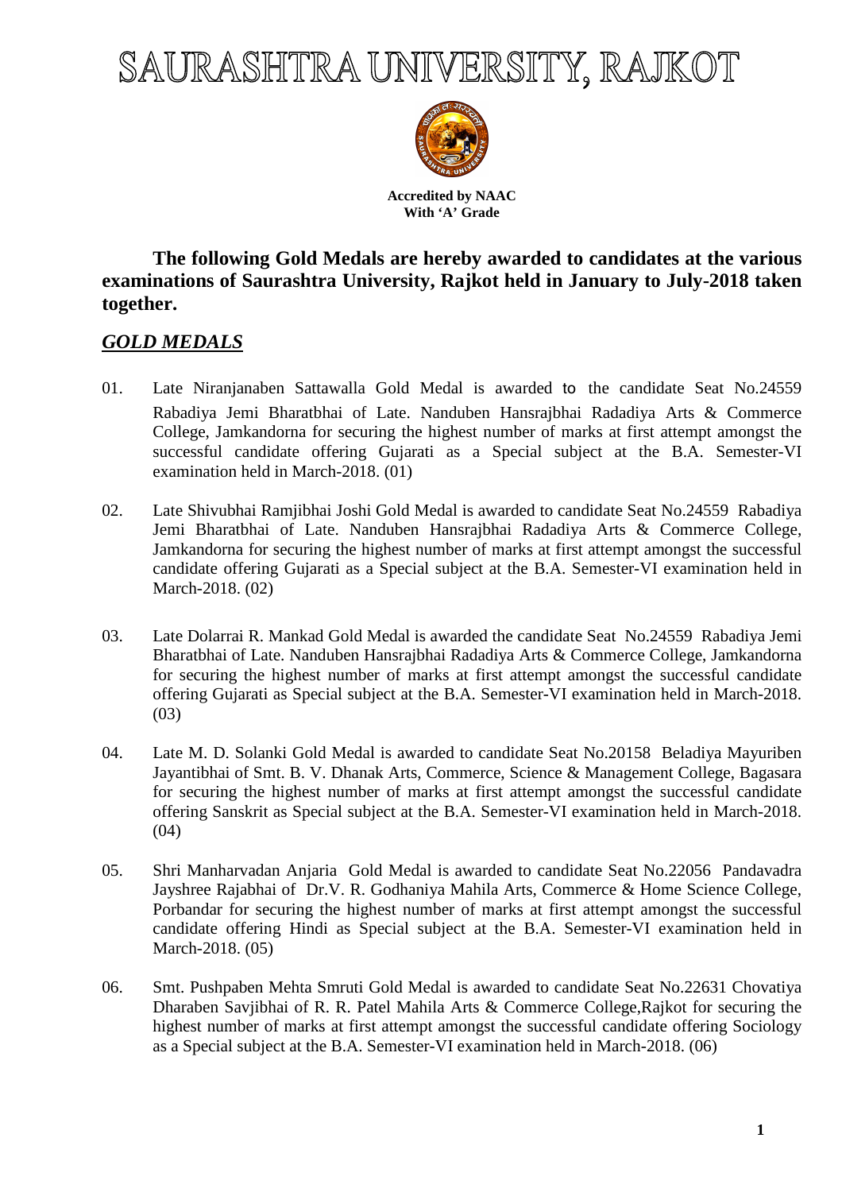# SAURASHTRA UNIVERSITY, RAJKOT

**Accredited by NAAC**
**With 'A' Grade**

**The following Gold Medals are hereby awarded to candidates at the various examinations of Saurashtra University, Rajkot held in January to July-2018 taken together.**

## ***GOLD MEDALS***

01. Late Niranjanaben Sattawalla Gold Medal is awarded to the candidate Seat No.24559 Rabadiya Jemi Bharatbhai of Late. Nanduben Hansrajbhai Radadiya Arts & Commerce College, Jamkandorna for securing the highest number of marks at first attempt amongst the successful candidate offering Gujarati as a Special subject at the B.A. Semester-VI examination held in March-2018. (01)

02. Late Shivubhai Ramjibhai Joshi Gold Medal is awarded to candidate Seat No.24559 Rabadiya Jemi Bharatbhai of Late. Nanduben Hansrajbhai Radadiya Arts & Commerce College, Jamkandorna for securing the highest number of marks at first attempt amongst the successful candidate offering Gujarati as a Special subject at the B.A. Semester-VI examination held in March-2018. (02)

03. Late Dolarrai R. Mankad Gold Medal is awarded the candidate Seat No.24559 Rabadiya Jemi Bharatbhai of Late. Nanduben Hansrajbhai Radadiya Arts & Commerce College, Jamkandorna for securing the highest number of marks at first attempt amongst the successful candidate offering Gujarati as Special subject at the B.A. Semester-VI examination held in March-2018. (03)

04. Late M. D. Solanki Gold Medal is awarded to candidate Seat No.20158 Beladiya Mayuriben Jayantibhai of Smt. B. V. Dhanak Arts, Commerce, Science & Management College, Bagasara for securing the highest number of marks at first attempt amongst the successful candidate offering Sanskrit as Special subject at the B.A. Semester-VI examination held in March-2018. (04)

05. Shri Manharvadan Anjaria Gold Medal is awarded to candidate Seat No.22056 Pandavadra Jayshree Rajabhai of Dr.V. R. Godhaniya Mahila Arts, Commerce & Home Science College, Porbandar for securing the highest number of marks at first attempt amongst the successful candidate offering Hindi as Special subject at the B.A. Semester-VI examination held in March-2018. (05)

06. Smt. Pushpaben Mehta Smruti Gold Medal is awarded to candidate Seat No.22631 Chovatiya Dharaben Savjibhai of R. R. Patel Mahila Arts & Commerce College,Rajkot for securing the highest number of marks at first attempt amongst the successful candidate offering Sociology as a Special subject at the B.A. Semester-VI examination held in March-2018. (06)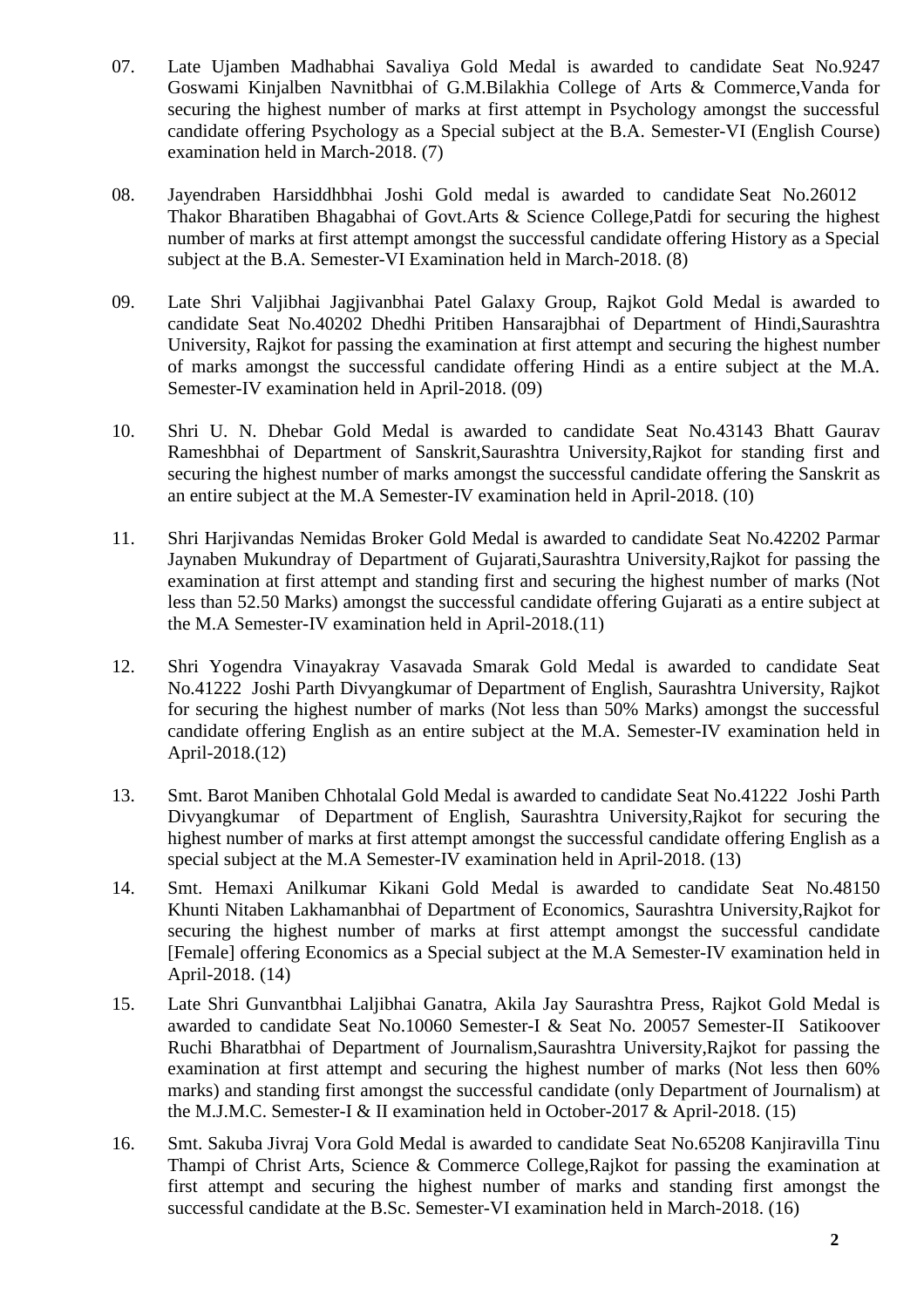07. Late Ujamben Madhabhai Savaliya Gold Medal is awarded to candidate Seat No.9247 Goswami Kinjalben Navnitbhai of G.M.Bilakhia College of Arts & Commerce,Vanda for securing the highest number of marks at first attempt in Psychology amongst the successful candidate offering Psychology as a Special subject at the B.A. Semester-VI (English Course) examination held in March-2018. (7)

08. Jayendraben Harsiddhbhai Joshi Gold medal is awarded to candidate Seat No.26012 Thakor Bharatiben Bhagabhai of Govt.Arts & Science College,Patdi for securing the highest number of marks at first attempt amongst the successful candidate offering History as a Special subject at the B.A. Semester-VI Examination held in March-2018. (8)

09. Late Shri Valjibhai Jagjivanbhai Patel Galaxy Group, Rajkot Gold Medal is awarded to candidate Seat No.40202 Dhedhi Pritiben Hansarajbhai of Department of Hindi,Saurashtra University, Rajkot for passing the examination at first attempt and securing the highest number of marks amongst the successful candidate offering Hindi as a entire subject at the M.A. Semester-IV examination held in April-2018. (09)

10. Shri U. N. Dhebar Gold Medal is awarded to candidate Seat No.43143 Bhatt Gaurav Rameshbhai of Department of Sanskrit,Saurashtra University,Rajkot for standing first and securing the highest number of marks amongst the successful candidate offering the Sanskrit as an entire subject at the M.A Semester-IV examination held in April-2018. (10)

11. Shri Harjivandas Nemidas Broker Gold Medal is awarded to candidate Seat No.42202 Parmar Jaynaben Mukundray of Department of Gujarati,Saurashtra University,Rajkot for passing the examination at first attempt and standing first and securing the highest number of marks (Not less than 52.50 Marks) amongst the successful candidate offering Gujarati as a entire subject at the M.A Semester-IV examination held in April-2018.(11)

12. Shri Yogendra Vinayakray Vasavada Smarak Gold Medal is awarded to candidate Seat No.41222 Joshi Parth Divyangkumar of Department of English, Saurashtra University, Rajkot for securing the highest number of marks (Not less than 50% Marks) amongst the successful candidate offering English as an entire subject at the M.A. Semester-IV examination held in April-2018.(12)

13. Smt. Barot Maniben Chhotalal Gold Medal is awarded to candidate Seat No.41222 Joshi Parth Divyangkumar of Department of English, Saurashtra University,Rajkot for securing the highest number of marks at first attempt amongst the successful candidate offering English as a special subject at the M.A Semester-IV examination held in April-2018. (13)

14. Smt. Hemaxi Anilkumar Kikani Gold Medal is awarded to candidate Seat No.48150 Khunti Nitaben Lakhamanbhai of Department of Economics, Saurashtra University,Rajkot for securing the highest number of marks at first attempt amongst the successful candidate [Female] offering Economics as a Special subject at the M.A Semester-IV examination held in April-2018. (14)

15. Late Shri Gunvantbhai Laljibhai Ganatra, Akila Jay Saurashtra Press, Rajkot Gold Medal is awarded to candidate Seat No.10060 Semester-I & Seat No. 20057 Semester-II Satikoover Ruchi Bharatbhai of Department of Journalism,Saurashtra University,Rajkot for passing the examination at first attempt and securing the highest number of marks (Not less then 60% marks) and standing first amongst the successful candidate (only Department of Journalism) at the M.J.M.C. Semester-I & II examination held in October-2017 & April-2018. (15)

16. Smt. Sakuba Jivraj Vora Gold Medal is awarded to candidate Seat No.65208 Kanjiravilla Tinu Thampi of Christ Arts, Science & Commerce College,Rajkot for passing the examination at first attempt and securing the highest number of marks and standing first amongst the successful candidate at the B.Sc. Semester-VI examination held in March-2018. (16)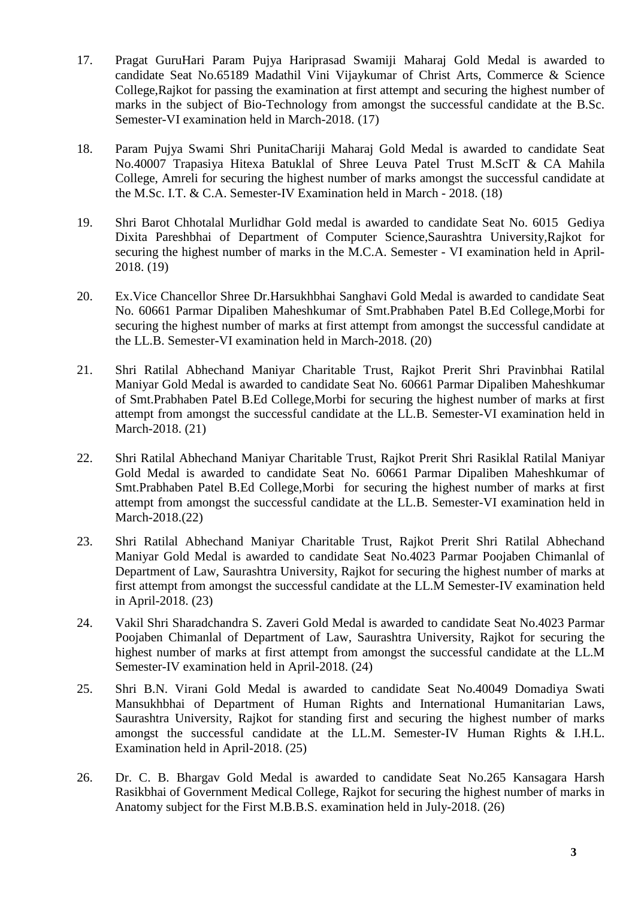17. Pragat GuruHari Param Pujya Hariprasad Swamiji Maharaj Gold Medal is awarded to candidate Seat No.65189 Madathil Vini Vijaykumar of Christ Arts, Commerce & Science College,Rajkot for passing the examination at first attempt and securing the highest number of marks in the subject of Bio-Technology from amongst the successful candidate at the B.Sc. Semester-VI examination held in March-2018. (17)

18. Param Pujya Swami Shri PunitaChariji Maharaj Gold Medal is awarded to candidate Seat No.40007 Trapasiya Hitexa Batuklal of Shree Leuva Patel Trust M.ScIT & CA Mahila College, Amreli for securing the highest number of marks amongst the successful candidate at the M.Sc. I.T. & C.A. Semester-IV Examination held in March - 2018. (18)

19. Shri Barot Chhotalal Murlidhar Gold medal is awarded to candidate Seat No. 6015 Gediya Dixita Pareshbhai of Department of Computer Science,Saurashtra University,Rajkot for securing the highest number of marks in the M.C.A. Semester - VI examination held in April-2018. (19)

20. Ex.Vice Chancellor Shree Dr.Harsukhbhai Sanghavi Gold Medal is awarded to candidate Seat No. 60661 Parmar Dipaliben Maheshkumar of Smt.Prabhaben Patel B.Ed College,Morbi for securing the highest number of marks at first attempt from amongst the successful candidate at the LL.B. Semester-VI examination held in March-2018. (20)

21. Shri Ratilal Abhechand Maniyar Charitable Trust, Rajkot Prerit Shri Pravinbhai Ratilal Maniyar Gold Medal is awarded to candidate Seat No. 60661 Parmar Dipaliben Maheshkumar of Smt.Prabhaben Patel B.Ed College,Morbi for securing the highest number of marks at first attempt from amongst the successful candidate at the LL.B. Semester-VI examination held in March-2018. (21)

22. Shri Ratilal Abhechand Maniyar Charitable Trust, Rajkot Prerit Shri Rasiklal Ratilal Maniyar Gold Medal is awarded to candidate Seat No. 60661 Parmar Dipaliben Maheshkumar of Smt.Prabhaben Patel B.Ed College,Morbi for securing the highest number of marks at first attempt from amongst the successful candidate at the LL.B. Semester-VI examination held in March-2018.(22)

23. Shri Ratilal Abhechand Maniyar Charitable Trust, Rajkot Prerit Shri Ratilal Abhechand Maniyar Gold Medal is awarded to candidate Seat No.4023 Parmar Poojaben Chimanlal of Department of Law, Saurashtra University, Rajkot for securing the highest number of marks at first attempt from amongst the successful candidate at the LL.M Semester-IV examination held in April-2018. (23)

24. Vakil Shri Sharadchandra S. Zaveri Gold Medal is awarded to candidate Seat No.4023 Parmar Poojaben Chimanlal of Department of Law, Saurashtra University, Rajkot for securing the highest number of marks at first attempt from amongst the successful candidate at the LL.M Semester-IV examination held in April-2018. (24)

25. Shri B.N. Virani Gold Medal is awarded to candidate Seat No.40049 Domadiya Swati Mansukhbhai of Department of Human Rights and International Humanitarian Laws, Saurashtra University, Rajkot for standing first and securing the highest number of marks amongst the successful candidate at the LL.M. Semester-IV Human Rights & I.H.L. Examination held in April-2018. (25)

26. Dr. C. B. Bhargav Gold Medal is awarded to candidate Seat No.265 Kansagara Harsh Rasikbhai of Government Medical College, Rajkot for securing the highest number of marks in Anatomy subject for the First M.B.B.S. examination held in July-2018. (26)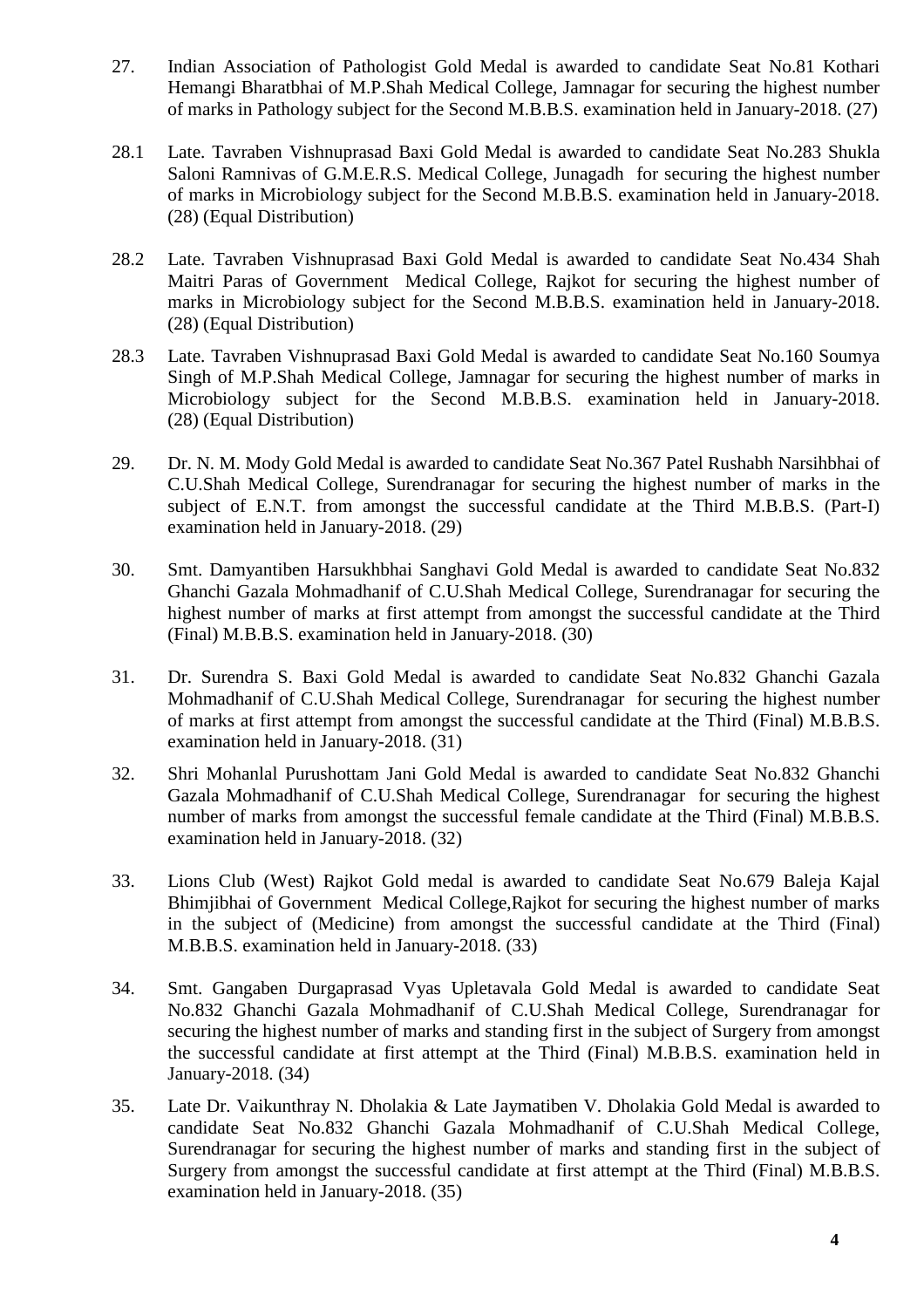27. Indian Association of Pathologist Gold Medal is awarded to candidate Seat No.81 Kothari Hemangi Bharatbhai of M.P.Shah Medical College, Jamnagar for securing the highest number of marks in Pathology subject for the Second M.B.B.S. examination held in January-2018. (27)

28.1 Late. Tavraben Vishnuprasad Baxi Gold Medal is awarded to candidate Seat No.283 Shukla Saloni Ramnivas of G.M.E.R.S. Medical College, Junagadh for securing the highest number of marks in Microbiology subject for the Second M.B.B.S. examination held in January-2018. (28) (Equal Distribution)

28.2 Late. Tavraben Vishnuprasad Baxi Gold Medal is awarded to candidate Seat No.434 Shah Maitri Paras of Government Medical College, Rajkot for securing the highest number of marks in Microbiology subject for the Second M.B.B.S. examination held in January-2018. (28) (Equal Distribution)

28.3 Late. Tavraben Vishnuprasad Baxi Gold Medal is awarded to candidate Seat No.160 Soumya Singh of M.P.Shah Medical College, Jamnagar for securing the highest number of marks in Microbiology subject for the Second M.B.B.S. examination held in January-2018. (28) (Equal Distribution)

29. Dr. N. M. Mody Gold Medal is awarded to candidate Seat No.367 Patel Rushabh Narsihbhai of C.U.Shah Medical College, Surendranagar for securing the highest number of marks in the subject of E.N.T. from amongst the successful candidate at the Third M.B.B.S. (Part-I) examination held in January-2018. (29)

30. Smt. Damyantiben Harsukhbhai Sanghavi Gold Medal is awarded to candidate Seat No.832 Ghanchi Gazala Mohmadhanif of C.U.Shah Medical College, Surendranagar for securing the highest number of marks at first attempt from amongst the successful candidate at the Third (Final) M.B.B.S. examination held in January-2018. (30)

31. Dr. Surendra S. Baxi Gold Medal is awarded to candidate Seat No.832 Ghanchi Gazala Mohmadhanif of C.U.Shah Medical College, Surendranagar for securing the highest number of marks at first attempt from amongst the successful candidate at the Third (Final) M.B.B.S. examination held in January-2018. (31)

32. Shri Mohanlal Purushottam Jani Gold Medal is awarded to candidate Seat No.832 Ghanchi Gazala Mohmadhanif of C.U.Shah Medical College, Surendranagar for securing the highest number of marks from amongst the successful female candidate at the Third (Final) M.B.B.S. examination held in January-2018. (32)

33. Lions Club (West) Rajkot Gold medal is awarded to candidate Seat No.679 Baleja Kajal Bhimjibhai of Government Medical College,Rajkot for securing the highest number of marks in the subject of (Medicine) from amongst the successful candidate at the Third (Final) M.B.B.S. examination held in January-2018. (33)

34. Smt. Gangaben Durgaprasad Vyas Upletavala Gold Medal is awarded to candidate Seat No.832 Ghanchi Gazala Mohmadhanif of C.U.Shah Medical College, Surendranagar for securing the highest number of marks and standing first in the subject of Surgery from amongst the successful candidate at first attempt at the Third (Final) M.B.B.S. examination held in January-2018. (34)

35. Late Dr. Vaikunthray N. Dholakia & Late Jaymatiben V. Dholakia Gold Medal is awarded to candidate Seat No.832 Ghanchi Gazala Mohmadhanif of C.U.Shah Medical College, Surendranagar for securing the highest number of marks and standing first in the subject of Surgery from amongst the successful candidate at first attempt at the Third (Final) M.B.B.S. examination held in January-2018. (35)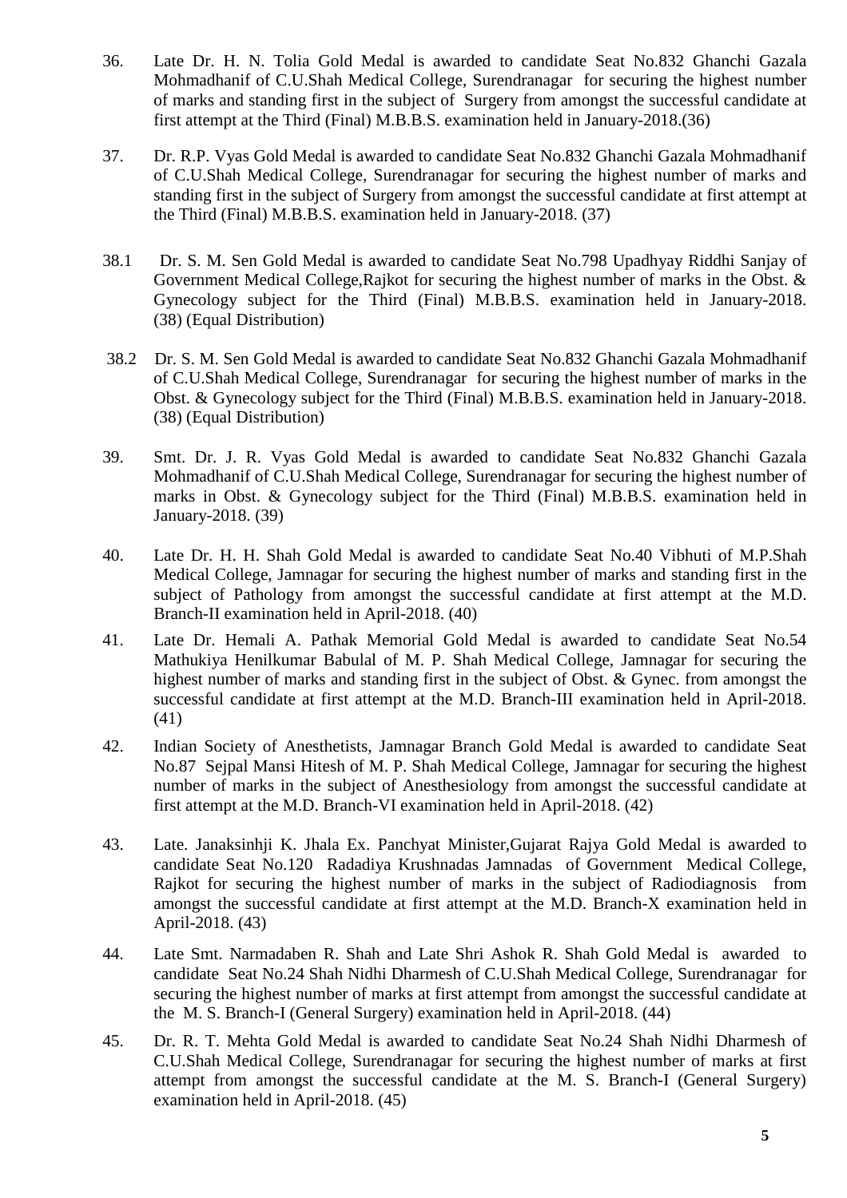36. Late Dr. H. N. Tolia Gold Medal is awarded to candidate Seat No.832 Ghanchi Gazala Mohmadhanif of C.U.Shah Medical College, Surendranagar for securing the highest number of marks and standing first in the subject of Surgery from amongst the successful candidate at first attempt at the Third (Final) M.B.B.S. examination held in January-2018.(36)

37. Dr. R.P. Vyas Gold Medal is awarded to candidate Seat No.832 Ghanchi Gazala Mohmadhanif of C.U.Shah Medical College, Surendranagar for securing the highest number of marks and standing first in the subject of Surgery from amongst the successful candidate at first attempt at the Third (Final) M.B.B.S. examination held in January-2018. (37)

38.1 Dr. S. M. Sen Gold Medal is awarded to candidate Seat No.798 Upadhyay Riddhi Sanjay of Government Medical College,Rajkot for securing the highest number of marks in the Obst. & Gynecology subject for the Third (Final) M.B.B.S. examination held in January-2018. (38) (Equal Distribution)

38.2 Dr. S. M. Sen Gold Medal is awarded to candidate Seat No.832 Ghanchi Gazala Mohmadhanif of C.U.Shah Medical College, Surendranagar for securing the highest number of marks in the Obst. & Gynecology subject for the Third (Final) M.B.B.S. examination held in January-2018. (38) (Equal Distribution)

39. Smt. Dr. J. R. Vyas Gold Medal is awarded to candidate Seat No.832 Ghanchi Gazala Mohmadhanif of C.U.Shah Medical College, Surendranagar for securing the highest number of marks in Obst. & Gynecology subject for the Third (Final) M.B.B.S. examination held in January-2018. (39)

40. Late Dr. H. H. Shah Gold Medal is awarded to candidate Seat No.40 Vibhuti of M.P.Shah Medical College, Jamnagar for securing the highest number of marks and standing first in the subject of Pathology from amongst the successful candidate at first attempt at the M.D. Branch-II examination held in April-2018. (40)

41. Late Dr. Hemali A. Pathak Memorial Gold Medal is awarded to candidate Seat No.54 Mathukiya Henilkumar Babulal of M. P. Shah Medical College, Jamnagar for securing the highest number of marks and standing first in the subject of Obst. & Gynec. from amongst the successful candidate at first attempt at the M.D. Branch-III examination held in April-2018. (41)

42. Indian Society of Anesthetists, Jamnagar Branch Gold Medal is awarded to candidate Seat No.87 Sejpal Mansi Hitesh of M. P. Shah Medical College, Jamnagar for securing the highest number of marks in the subject of Anesthesiology from amongst the successful candidate at first attempt at the M.D. Branch-VI examination held in April-2018. (42)

43. Late. Janaksinhji K. Jhala Ex. Panchyat Minister,Gujarat Rajya Gold Medal is awarded to candidate Seat No.120 Radadiya Krushnadas Jamnadas of Government Medical College, Rajkot for securing the highest number of marks in the subject of Radiodiagnosis from amongst the successful candidate at first attempt at the M.D. Branch-X examination held in April-2018. (43)

44. Late Smt. Narmadaben R. Shah and Late Shri Ashok R. Shah Gold Medal is awarded to candidate Seat No.24 Shah Nidhi Dharmesh of C.U.Shah Medical College, Surendranagar for securing the highest number of marks at first attempt from amongst the successful candidate at the M. S. Branch-I (General Surgery) examination held in April-2018. (44)

45. Dr. R. T. Mehta Gold Medal is awarded to candidate Seat No.24 Shah Nidhi Dharmesh of C.U.Shah Medical College, Surendranagar for securing the highest number of marks at first attempt from amongst the successful candidate at the M. S. Branch-I (General Surgery) examination held in April-2018. (45)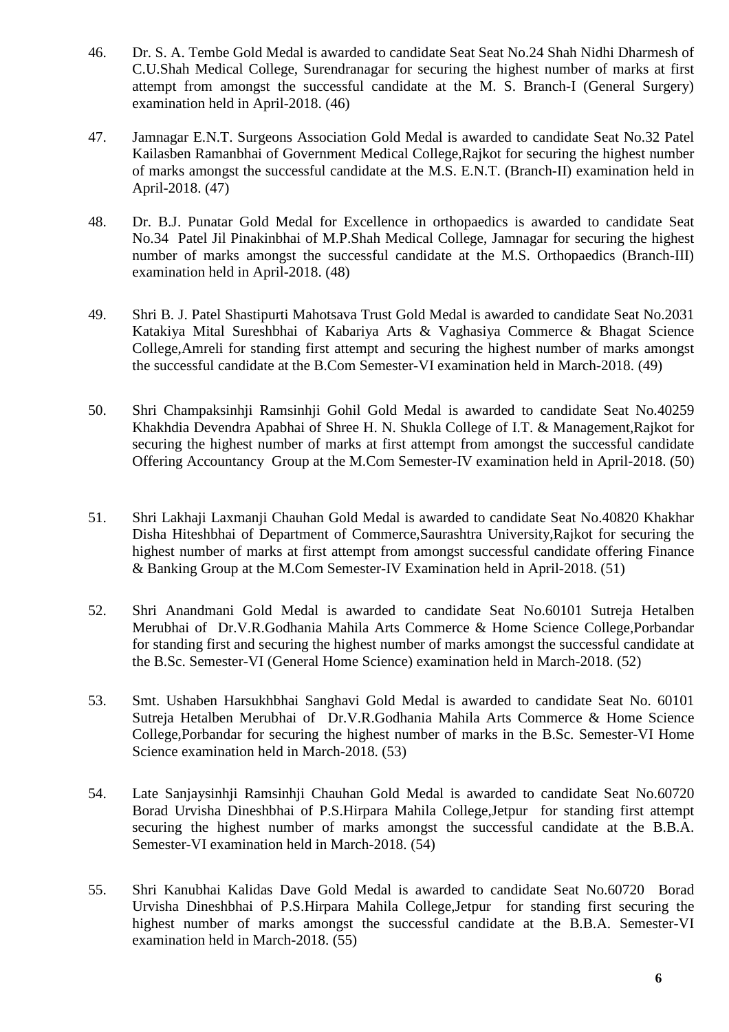46. Dr. S. A. Tembe Gold Medal is awarded to candidate Seat Seat No.24 Shah Nidhi Dharmesh of C.U.Shah Medical College, Surendranagar for securing the highest number of marks at first attempt from amongst the successful candidate at the M. S. Branch-I (General Surgery) examination held in April-2018. (46)

47. Jamnagar E.N.T. Surgeons Association Gold Medal is awarded to candidate Seat No.32 Patel Kailasben Ramanbhai of Government Medical College,Rajkot for securing the highest number of marks amongst the successful candidate at the M.S. E.N.T. (Branch-II) examination held in April-2018. (47)

48. Dr. B.J. Punatar Gold Medal for Excellence in orthopaedics is awarded to candidate Seat No.34 Patel Jil Pinakinbhai of M.P.Shah Medical College, Jamnagar for securing the highest number of marks amongst the successful candidate at the M.S. Orthopaedics (Branch-III) examination held in April-2018. (48)

49. Shri B. J. Patel Shastipurti Mahotsava Trust Gold Medal is awarded to candidate Seat No.2031 Katakiya Mital Sureshbhai of Kabariya Arts & Vaghasiya Commerce & Bhagat Science College,Amreli for standing first attempt and securing the highest number of marks amongst the successful candidate at the B.Com Semester-VI examination held in March-2018. (49)

50. Shri Champaksinhji Ramsinhji Gohil Gold Medal is awarded to candidate Seat No.40259 Khakhdia Devendra Apabhai of Shree H. N. Shukla College of I.T. & Management,Rajkot for securing the highest number of marks at first attempt from amongst the successful candidate Offering Accountancy Group at the M.Com Semester-IV examination held in April-2018. (50)

51. Shri Lakhaji Laxmanji Chauhan Gold Medal is awarded to candidate Seat No.40820 Khakhar Disha Hiteshbhai of Department of Commerce,Saurashtra University,Rajkot for securing the highest number of marks at first attempt from amongst successful candidate offering Finance & Banking Group at the M.Com Semester-IV Examination held in April-2018. (51)

52. Shri Anandmani Gold Medal is awarded to candidate Seat No.60101 Sutreja Hetalben Merubhai of Dr.V.R.Godhania Mahila Arts Commerce & Home Science College,Porbandar for standing first and securing the highest number of marks amongst the successful candidate at the B.Sc. Semester-VI (General Home Science) examination held in March-2018. (52)

53. Smt. Ushaben Harsukhbhai Sanghavi Gold Medal is awarded to candidate Seat No. 60101 Sutreja Hetalben Merubhai of Dr.V.R.Godhania Mahila Arts Commerce & Home Science College,Porbandar for securing the highest number of marks in the B.Sc. Semester-VI Home Science examination held in March-2018. (53)

54. Late Sanjaysinhji Ramsinhji Chauhan Gold Medal is awarded to candidate Seat No.60720 Borad Urvisha Dineshbhai of P.S.Hirpara Mahila College,Jetpur for standing first attempt securing the highest number of marks amongst the successful candidate at the B.B.A. Semester-VI examination held in March-2018. (54)

55. Shri Kanubhai Kalidas Dave Gold Medal is awarded to candidate Seat No.60720 Borad Urvisha Dineshbhai of P.S.Hirpara Mahila College,Jetpur for standing first securing the highest number of marks amongst the successful candidate at the B.B.A. Semester-VI examination held in March-2018. (55)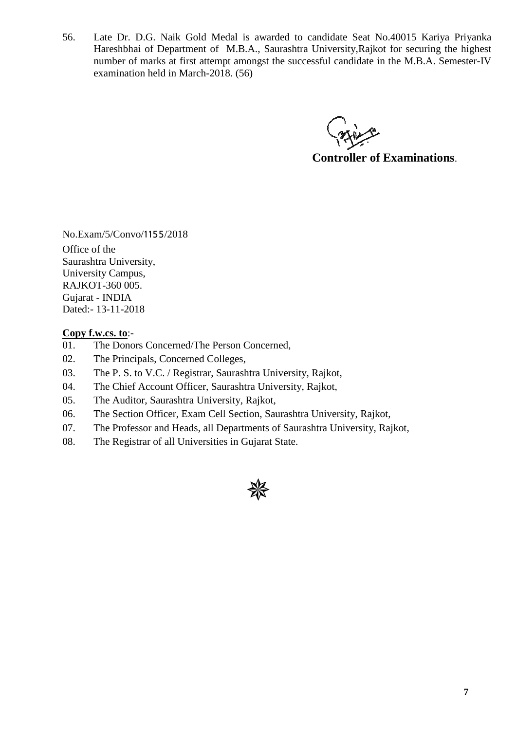56. Late Dr. D.G. Naik Gold Medal is awarded to candidate Seat No.40015 Kariya Priyanka Hareshbhai of Department of M.B.A., Saurashtra University,Rajkot for securing the highest number of marks at first attempt amongst the successful candidate in the M.B.A. Semester-IV examination held in March-2018. (56)

**Controller of Examinations**.

No.Exam/5/Convo/1155/2018

Office of the
Saurashtra University,
University Campus,
RAJKOT-360 005.
Gujarat - INDIA
Dated:- 13-11-2018

**<u>Copy f.w.cs. to</u>**:-

01. The Donors Concerned/The Person Concerned,
02. The Principals, Concerned Colleges,
03. The P. S. to V.C. / Registrar, Saurashtra University, Rajkot,
04. The Chief Account Officer, Saurashtra University, Rajkot,
05. The Auditor, Saurashtra University, Rajkot,
06. The Section Officer, Exam Cell Section, Saurashtra University, Rajkot,
07. The Professor and Heads, all Departments of Saurashtra University, Rajkot,
08. The Registrar of all Universities in Gujarat State.